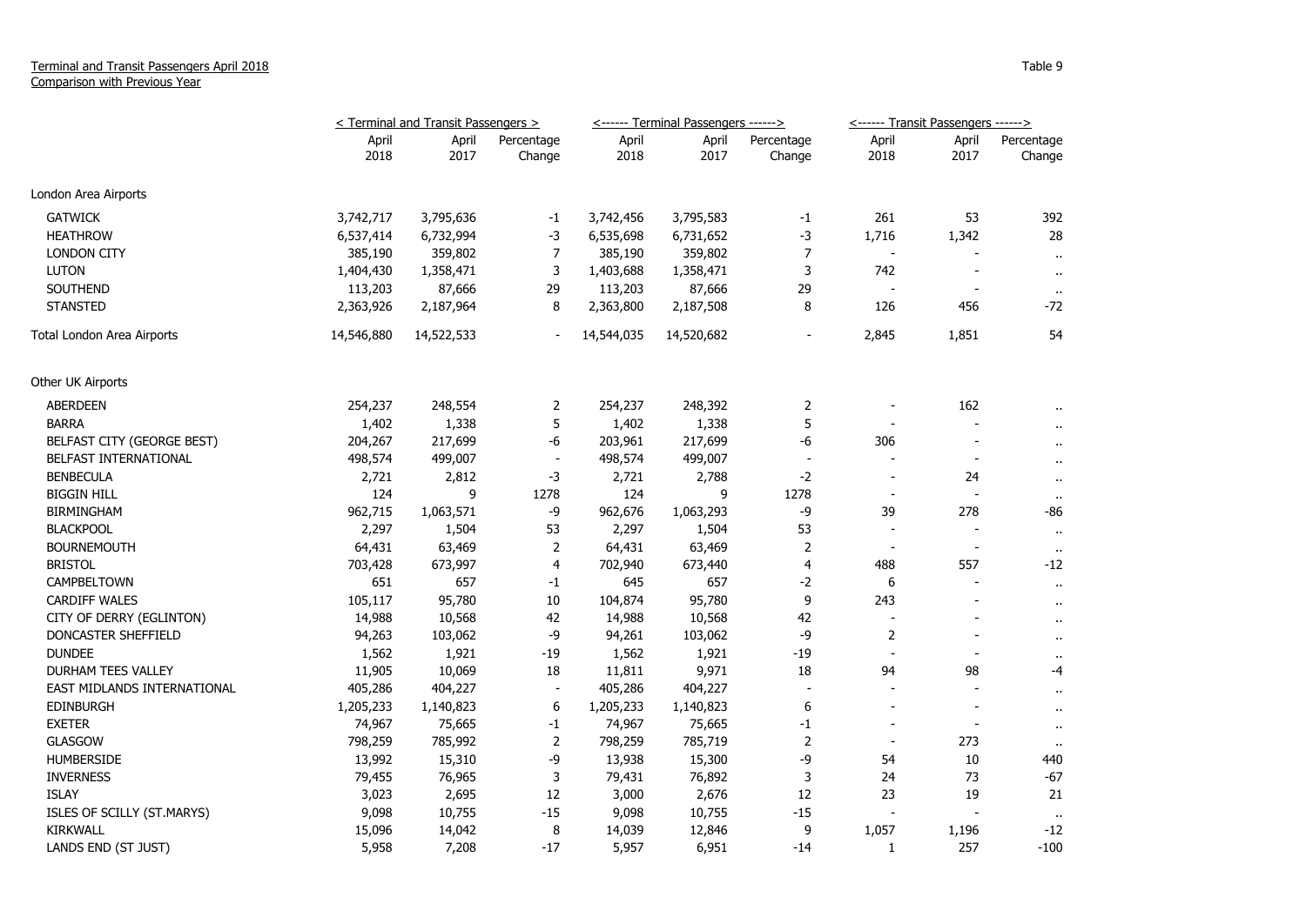Terminal and Transit Passengers April 2018
Comparison with Previous Year

Table 9

| | < Terminal and Transit Passengers > | | | <------ Terminal Passengers ------> | | | <------ Transit Passengers ------> | | |
|---|---|---|---|---|---|---|---|---|---|
| | April 2018 | April 2017 | Percentage Change | April 2018 | April 2017 | Percentage Change | April 2018 | April 2017 | Percentage Change |
| London Area Airports | | | | | | | | | |
| GATWICK | 3,742,717 | 3,795,636 | -1 | 3,742,456 | 3,795,583 | -1 | 261 | 53 | 392 |
| HEATHROW | 6,537,414 | 6,732,994 | -3 | 6,535,698 | 6,731,652 | -3 | 1,716 | 1,342 | 28 |
| LONDON CITY | 385,190 | 359,802 | 7 | 385,190 | 359,802 | 7 | - | - | .. |
| LUTON | 1,404,430 | 1,358,471 | 3 | 1,403,688 | 1,358,471 | 3 | 742 | - | .. |
| SOUTHEND | 113,203 | 87,666 | 29 | 113,203 | 87,666 | 29 | - | - | .. |
| STANSTED | 2,363,926 | 2,187,964 | 8 | 2,363,800 | 2,187,508 | 8 | 126 | 456 | -72 |
| Total London Area Airports | 14,546,880 | 14,522,533 | - | 14,544,035 | 14,520,682 | - | 2,845 | 1,851 | 54 |
| Other UK Airports | | | | | | | | | |
| ABERDEEN | 254,237 | 248,554 | 2 | 254,237 | 248,392 | 2 | - | 162 | .. |
| BARRA | 1,402 | 1,338 | 5 | 1,402 | 1,338 | 5 | - | - | .. |
| BELFAST CITY (GEORGE BEST) | 204,267 | 217,699 | -6 | 203,961 | 217,699 | -6 | 306 | - | .. |
| BELFAST INTERNATIONAL | 498,574 | 499,007 | - | 498,574 | 499,007 | - | - | - | .. |
| BENBECULA | 2,721 | 2,812 | -3 | 2,721 | 2,788 | -2 | - | 24 | .. |
| BIGGIN HILL | 124 | 9 | 1278 | 124 | 9 | 1278 | - | - | .. |
| BIRMINGHAM | 962,715 | 1,063,571 | -9 | 962,676 | 1,063,293 | -9 | 39 | 278 | -86 |
| BLACKPOOL | 2,297 | 1,504 | 53 | 2,297 | 1,504 | 53 | - | - | .. |
| BOURNEMOUTH | 64,431 | 63,469 | 2 | 64,431 | 63,469 | 2 | - | - | .. |
| BRISTOL | 703,428 | 673,997 | 4 | 702,940 | 673,440 | 4 | 488 | 557 | -12 |
| CAMPBELTOWN | 651 | 657 | -1 | 645 | 657 | -2 | 6 | - | .. |
| CARDIFF WALES | 105,117 | 95,780 | 10 | 104,874 | 95,780 | 9 | 243 | - | .. |
| CITY OF DERRY (EGLINTON) | 14,988 | 10,568 | 42 | 14,988 | 10,568 | 42 | - | - | .. |
| DONCASTER SHEFFIELD | 94,263 | 103,062 | -9 | 94,261 | 103,062 | -9 | 2 | - | .. |
| DUNDEE | 1,562 | 1,921 | -19 | 1,562 | 1,921 | -19 | - | - | .. |
| DURHAM TEES VALLEY | 11,905 | 10,069 | 18 | 11,811 | 9,971 | 18 | 94 | 98 | -4 |
| EAST MIDLANDS INTERNATIONAL | 405,286 | 404,227 | - | 405,286 | 404,227 | - | - | - | .. |
| EDINBURGH | 1,205,233 | 1,140,823 | 6 | 1,205,233 | 1,140,823 | 6 | - | - | .. |
| EXETER | 74,967 | 75,665 | -1 | 74,967 | 75,665 | -1 | - | - | .. |
| GLASGOW | 798,259 | 785,992 | 2 | 798,259 | 785,719 | 2 | - | 273 | .. |
| HUMBERSIDE | 13,992 | 15,310 | -9 | 13,938 | 15,300 | -9 | 54 | 10 | 440 |
| INVERNESS | 79,455 | 76,965 | 3 | 79,431 | 76,892 | 3 | 24 | 73 | -67 |
| ISLAY | 3,023 | 2,695 | 12 | 3,000 | 2,676 | 12 | 23 | 19 | 21 |
| ISLES OF SCILLY (ST.MARYS) | 9,098 | 10,755 | -15 | 9,098 | 10,755 | -15 | - | - | .. |
| KIRKWALL | 15,096 | 14,042 | 8 | 14,039 | 12,846 | 9 | 1,057 | 1,196 | -12 |
| LANDS END (ST JUST) | 5,958 | 7,208 | -17 | 5,957 | 6,951 | -14 | 1 | 257 | -100 |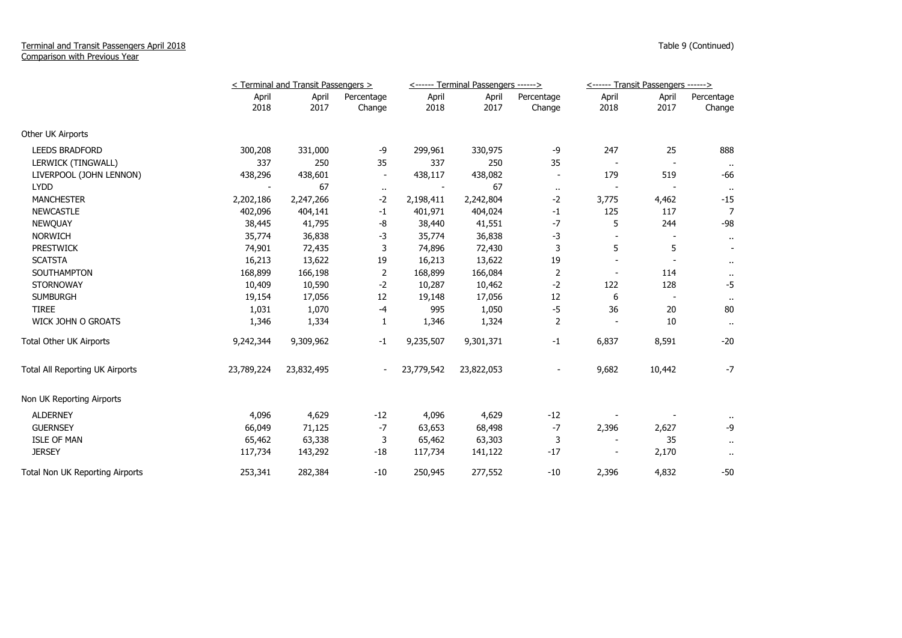Terminal and Transit Passengers April 2018
Comparison with Previous Year

Table 9 (Continued)

| | < Terminal and Transit Passengers > | | | <------ Terminal Passengers ------> | | | <------ Transit Passengers ------> | | |
|---|---|---|---|---|---|---|---|---|---|
| | April 2018 | April 2017 | Percentage Change | April 2018 | April 2017 | Percentage Change | April 2018 | April 2017 | Percentage Change |
| Other UK Airports | | | | | | | | | |
| LEEDS BRADFORD | 300,208 | 331,000 | -9 | 299,961 | 330,975 | -9 | 247 | 25 | 888 |
| LERWICK (TINGWALL) | 337 | 250 | 35 | 337 | 250 | 35 | - | - | .. |
| LIVERPOOL (JOHN LENNON) | 438,296 | 438,601 | - | 438,117 | 438,082 | - | 179 | 519 | -66 |
| LYDD | - | 67 | .. | - | 67 | .. | - | - | .. |
| MANCHESTER | 2,202,186 | 2,247,266 | -2 | 2,198,411 | 2,242,804 | -2 | 3,775 | 4,462 | -15 |
| NEWCASTLE | 402,096 | 404,141 | -1 | 401,971 | 404,024 | -1 | 125 | 117 | 7 |
| NEWQUAY | 38,445 | 41,795 | -8 | 38,440 | 41,551 | -7 | 5 | 244 | -98 |
| NORWICH | 35,774 | 36,838 | -3 | 35,774 | 36,838 | -3 | - | - | .. |
| PRESTWICK | 74,901 | 72,435 | 3 | 74,896 | 72,430 | 3 | 5 | 5 | - |
| SCATSTA | 16,213 | 13,622 | 19 | 16,213 | 13,622 | 19 | - | - | .. |
| SOUTHAMPTON | 168,899 | 166,198 | 2 | 168,899 | 166,084 | 2 | - | 114 | .. |
| STORNOWAY | 10,409 | 10,590 | -2 | 10,287 | 10,462 | -2 | 122 | 128 | -5 |
| SUMBURGH | 19,154 | 17,056 | 12 | 19,148 | 17,056 | 12 | 6 | - | .. |
| TIREE | 1,031 | 1,070 | -4 | 995 | 1,050 | -5 | 36 | 20 | 80 |
| WICK JOHN O GROATS | 1,346 | 1,334 | 1 | 1,346 | 1,324 | 2 | - | 10 | .. |
| Total Other UK Airports | 9,242,344 | 9,309,962 | -1 | 9,235,507 | 9,301,371 | -1 | 6,837 | 8,591 | -20 |
| Total All Reporting UK Airports | 23,789,224 | 23,832,495 | - | 23,779,542 | 23,822,053 | - | 9,682 | 10,442 | -7 |
| Non UK Reporting Airports | | | | | | | | | |
| ALDERNEY | 4,096 | 4,629 | -12 | 4,096 | 4,629 | -12 | - | - | .. |
| GUERNSEY | 66,049 | 71,125 | -7 | 63,653 | 68,498 | -7 | 2,396 | 2,627 | -9 |
| ISLE OF MAN | 65,462 | 63,338 | 3 | 65,462 | 63,303 | 3 | - | 35 | .. |
| JERSEY | 117,734 | 143,292 | -18 | 117,734 | 141,122 | -17 | - | 2,170 | .. |
| Total Non UK Reporting Airports | 253,341 | 282,384 | -10 | 250,945 | 277,552 | -10 | 2,396 | 4,832 | -50 |